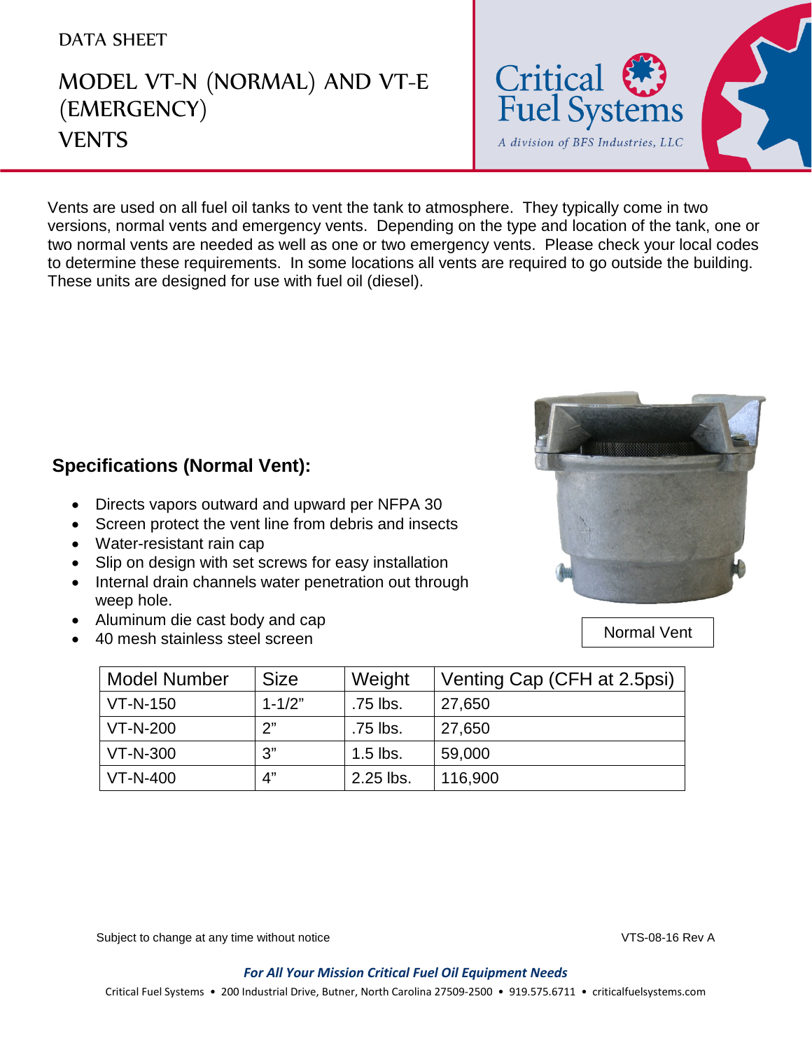DATA SHEET

# MODEL VT-N (NORMAL) AND VT-E (EMERGENCY) VENTS

Critical Fuel Systems

*A division of BFS Industries, LLC*

Vents are used on all fuel oil tanks to vent the tank to atmosphere. They typically come in two versions, normal vents and emergency vents. Depending on the type and location of the tank, one or two normal vents are needed as well as one or two emergency vents. Please check your local codes to determine these requirements. In some locations all vents are required to go outside the building. These units are designed for use with fuel oil (diesel).

## Specifications (Normal Vent):

- Directs vapors outward and upward per NFPA 30
- Screen protect the vent line from debris and insects
- Water-resistant rain cap
- Slip on design with set screws for easy installation
- Internal drain channels water penetration out through weep hole.
- Aluminum die cast body and cap
- 40 mesh stainless steel screen

Normal Vent

| Model Number | Size | Weight | Venting Cap (CFH at 2.5psi) |
|---|---|---|---|
| VT-N-150 | 1-1/2” | .75 lbs. | 27,650 |
| VT-N-200 | 2” | .75 lbs. | 27,650 |
| VT-N-300 | 3” | 1.5 lbs. | 59,000 |
| VT-N-400 | 4” | 2.25 lbs. | 116,900 |

Subject to change at any time without notice

VTS-08-16 Rev A

***For All Your Mission Critical Fuel Oil Equipment Needs***

Critical Fuel Systems • 200 Industrial Drive, Butner, North Carolina 27509-2500 • 919.575.6711 • criticalfuelsystems.com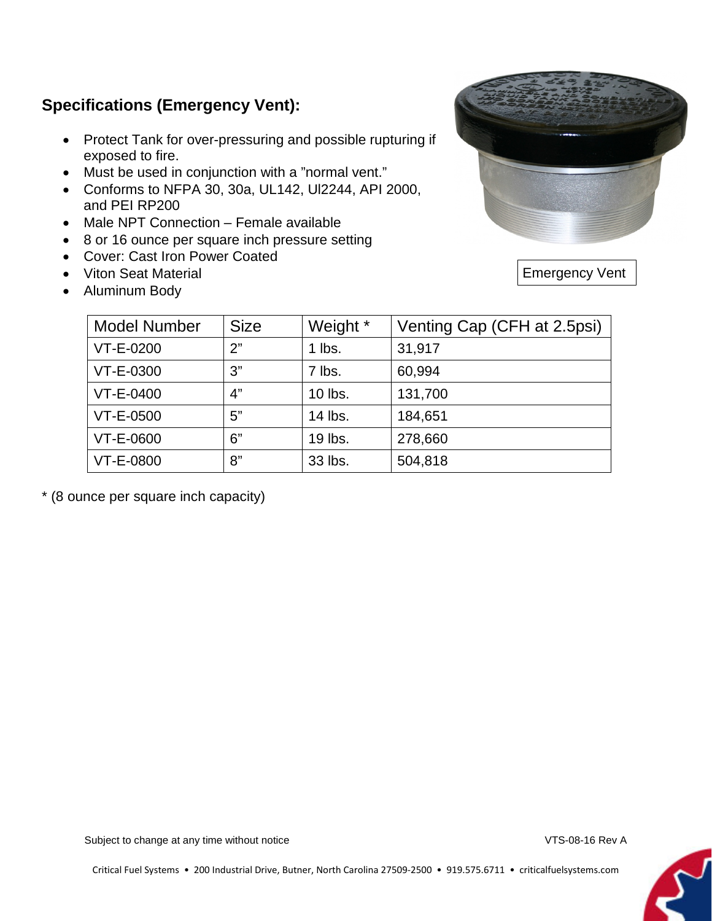## Specifications (Emergency Vent):

- Protect Tank for over-pressuring and possible rupturing if exposed to fire.
- Must be used in conjunction with a "normal vent."
- Conforms to NFPA 30, 30a, UL142, Ul2244, API 2000, and PEI RP200
- Male NPT Connection – Female available
- 8 or 16 ounce per square inch pressure setting
- Cover: Cast Iron Power Coated
- Viton Seat Material
- Aluminum Body

Emergency Vent

| Model Number | Size | Weight * | Venting Cap (CFH at 2.5psi) |
|---|---|---|---|
| VT-E-0200 | 2" | 1 lbs. | 31,917 |
| VT-E-0300 | 3" | 7 lbs. | 60,994 |
| VT-E-0400 | 4" | 10 lbs. | 131,700 |
| VT-E-0500 | 5" | 14 lbs. | 184,651 |
| VT-E-0600 | 6" | 19 lbs. | 278,660 |
| VT-E-0800 | 8" | 33 lbs. | 504,818 |

* (8 ounce per square inch capacity)

Subject to change at any time without notice

VTS-08-16 Rev A

Critical Fuel Systems • 200 Industrial Drive, Butner, North Carolina 27509-2500 • 919.575.6711 • criticalfuelsystems.com